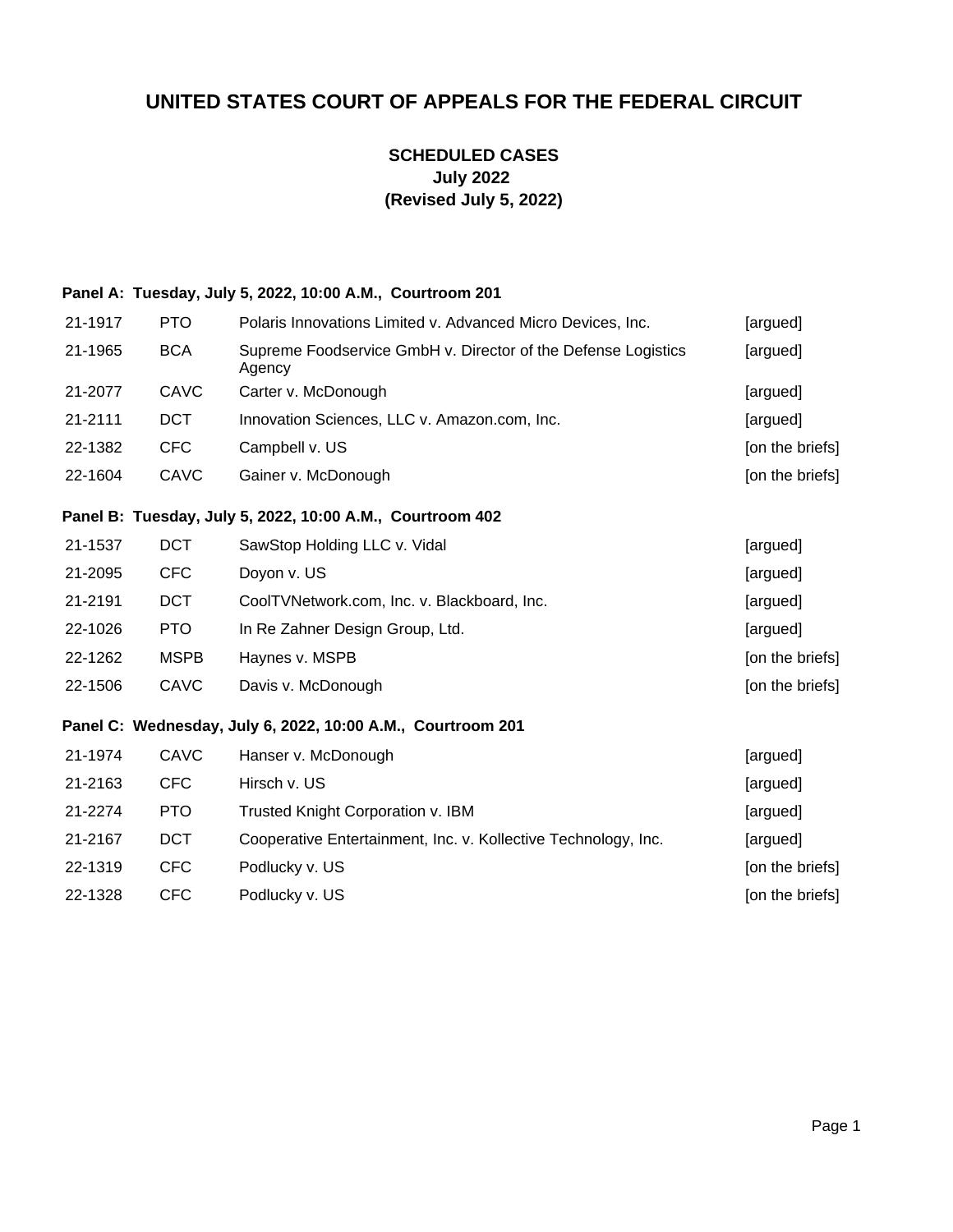# UNITED STATES COURT OF APPEALS FOR THE FEDERAL CIRCUIT

## SCHEDULED CASES
## July 2022
## (Revised July 5, 2022)

**Panel A: Tuesday, July 5, 2022, 10:00 A.M., Courtroom 201**

| | | | |
|---|---|---|---|
| 21-1917 | PTO | Polaris Innovations Limited v. Advanced Micro Devices, Inc. | [argued] |
| 21-1965 | BCA | Supreme Foodservice GmbH v. Director of the Defense Logistics Agency | [argued] |
| 21-2077 | CAVC | Carter v. McDonough | [argued] |
| 21-2111 | DCT | Innovation Sciences, LLC v. Amazon.com, Inc. | [argued] |
| 22-1382 | CFC | Campbell v. US | [on the briefs] |
| 22-1604 | CAVC | Gainer v. McDonough | [on the briefs] |

**Panel B: Tuesday, July 5, 2022, 10:00 A.M., Courtroom 402**

| | | | |
|---|---|---|---|
| 21-1537 | DCT | SawStop Holding LLC v. Vidal | [argued] |
| 21-2095 | CFC | Doyon v. US | [argued] |
| 21-2191 | DCT | CoolTVNetwork.com, Inc. v. Blackboard, Inc. | [argued] |
| 22-1026 | PTO | In Re Zahner Design Group, Ltd. | [argued] |
| 22-1262 | MSPB | Haynes v. MSPB | [on the briefs] |
| 22-1506 | CAVC | Davis v. McDonough | [on the briefs] |

**Panel C: Wednesday, July 6, 2022, 10:00 A.M., Courtroom 201**

| | | | |
|---|---|---|---|
| 21-1974 | CAVC | Hanser v. McDonough | [argued] |
| 21-2163 | CFC | Hirsch v. US | [argued] |
| 21-2274 | PTO | Trusted Knight Corporation v. IBM | [argued] |
| 21-2167 | DCT | Cooperative Entertainment, Inc. v. Kollective Technology, Inc. | [argued] |
| 22-1319 | CFC | Podlucky v. US | [on the briefs] |
| 22-1328 | CFC | Podlucky v. US | [on the briefs] |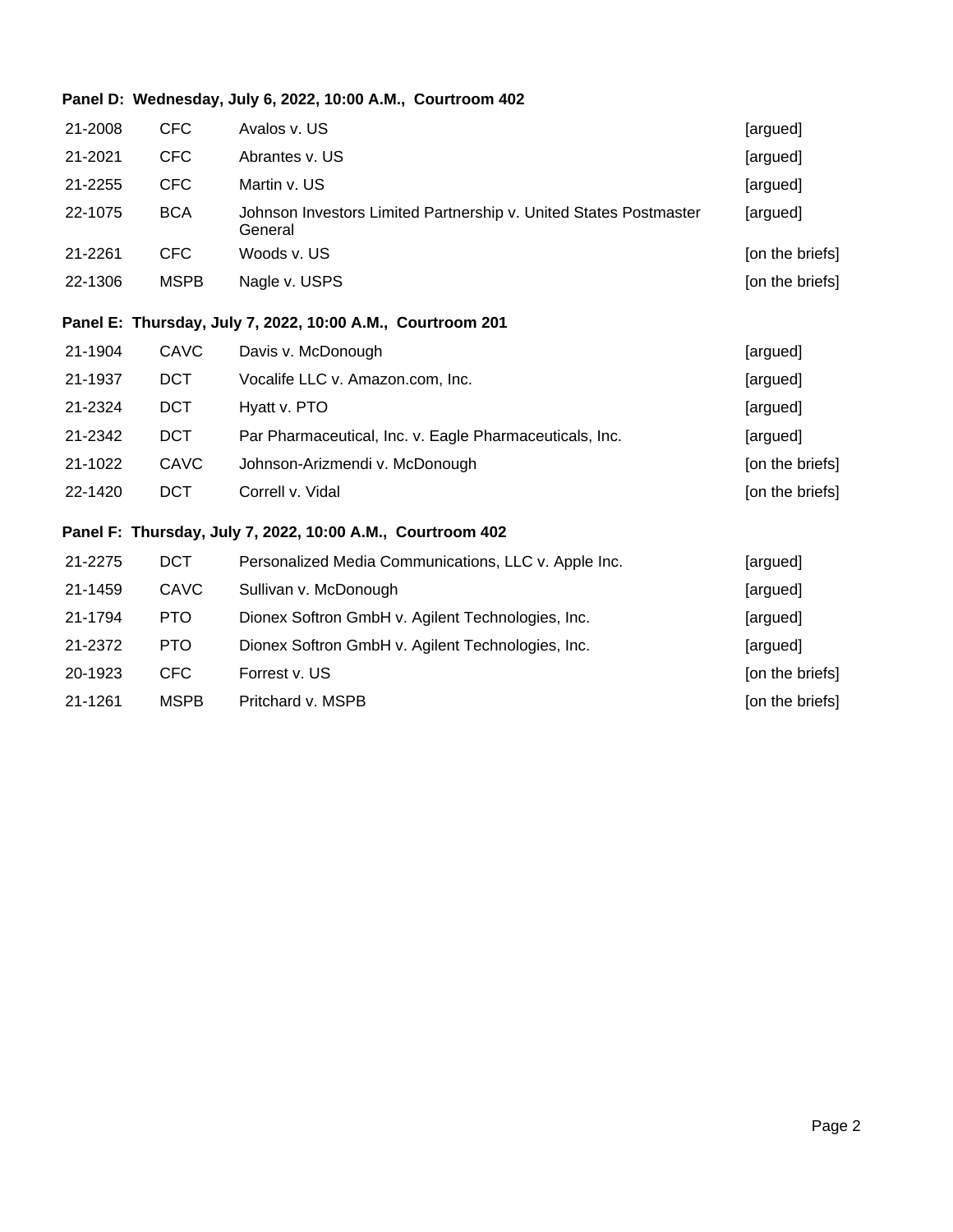**Panel D: Wednesday, July 6, 2022, 10:00 A.M., Courtroom 402**

| | | | |
|---|---|---|---|
| 21-2008 | CFC | Avalos v. US | [argued] |
| 21-2021 | CFC | Abrantes v. US | [argued] |
| 21-2255 | CFC | Martin v. US | [argued] |
| 22-1075 | BCA | Johnson Investors Limited Partnership v. United States Postmaster General | [argued] |
| 21-2261 | CFC | Woods v. US | [on the briefs] |
| 22-1306 | MSPB | Nagle v. USPS | [on the briefs] |

**Panel E: Thursday, July 7, 2022, 10:00 A.M., Courtroom 201**

| | | | |
|---|---|---|---|
| 21-1904 | CAVC | Davis v. McDonough | [argued] |
| 21-1937 | DCT | Vocalife LLC v. Amazon.com, Inc. | [argued] |
| 21-2324 | DCT | Hyatt v. PTO | [argued] |
| 21-2342 | DCT | Par Pharmaceutical, Inc. v. Eagle Pharmaceuticals, Inc. | [argued] |
| 21-1022 | CAVC | Johnson-Arizmendi v. McDonough | [on the briefs] |
| 22-1420 | DCT | Correll v. Vidal | [on the briefs] |

**Panel F: Thursday, July 7, 2022, 10:00 A.M., Courtroom 402**

| | | | |
|---|---|---|---|
| 21-2275 | DCT | Personalized Media Communications, LLC v. Apple Inc. | [argued] |
| 21-1459 | CAVC | Sullivan v. McDonough | [argued] |
| 21-1794 | PTO | Dionex Softron GmbH v. Agilent Technologies, Inc. | [argued] |
| 21-2372 | PTO | Dionex Softron GmbH v. Agilent Technologies, Inc. | [argued] |
| 20-1923 | CFC | Forrest v. US | [on the briefs] |
| 21-1261 | MSPB | Pritchard v. MSPB | [on the briefs] |